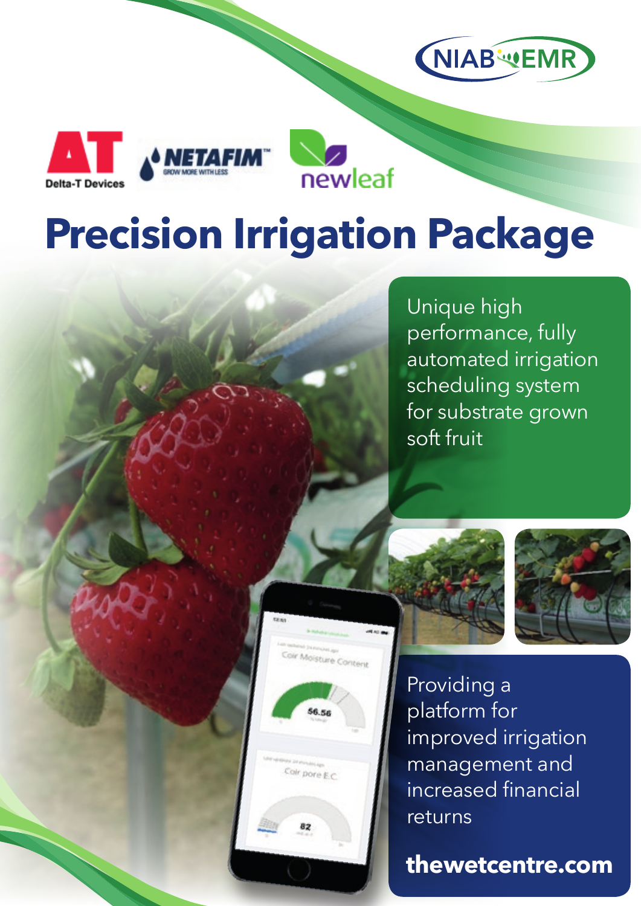# Precision Irrigation Package

Unique high performance, fully automated irrigation scheduling system for substrate grown soft fruit

Providing a platform for improved irrigation management and increased financial returns

**thewetcentre.com**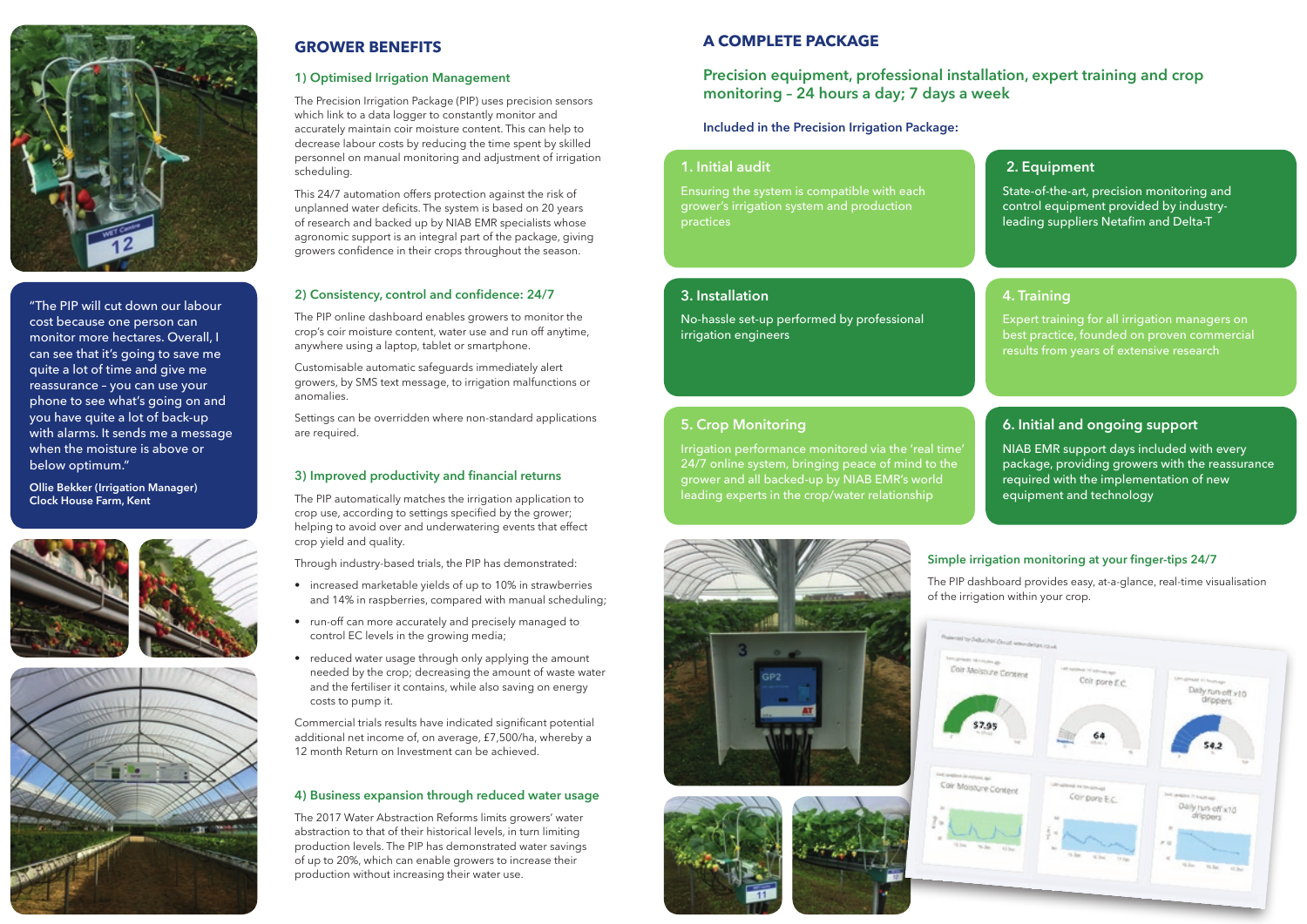> "The PIP will cut down our labour cost because one person can monitor more hectares. Overall, I can see that it's going to save me quite a lot of time and give me reassurance – you can use your phone to see what's going on and you have quite a lot of back-up with alarms. It sends me a message when the moisture is above or below optimum."
>
> **Ollie Bekker (Irrigation Manager)**
> **Clock House Farm, Kent**

## GROWER BENEFITS

### 1) Optimised Irrigation Management

The Precision Irrigation Package (PIP) uses precision sensors which link to a data logger to constantly monitor and accurately maintain coir moisture content. This can help to decrease labour costs by reducing the time spent by skilled personnel on manual monitoring and adjustment of irrigation scheduling.

This 24/7 automation offers protection against the risk of unplanned water deficits. The system is based on 20 years of research and backed up by NIAB EMR specialists whose agronomic support is an integral part of the package, giving growers confidence in their crops throughout the season.

### 2) Consistency, control and confidence: 24/7

The PIP online dashboard enables growers to monitor the crop's coir moisture content, water use and run off anytime, anywhere using a laptop, tablet or smartphone.

Customisable automatic safeguards immediately alert growers, by SMS text message, to irrigation malfunctions or anomalies.

Settings can be overridden where non-standard applications are required.

### 3) Improved productivity and financial returns

The PIP automatically matches the irrigation application to crop use, according to settings specified by the grower; helping to avoid over and underwatering events that effect crop yield and quality.

Through industry-based trials, the PIP has demonstrated:

- increased marketable yields of up to 10% in strawberries and 14% in raspberries, compared with manual scheduling;
- run-off can more accurately and precisely managed to control EC levels in the growing media;
- reduced water usage through only applying the amount needed by the crop; decreasing the amount of waste water and the fertiliser it contains, while also saving on energy costs to pump it.

Commercial trials results have indicated significant potential additional net income of, on average, £7,500/ha, whereby a 12 month Return on Investment can be achieved.

### 4) Business expansion through reduced water usage

The 2017 Water Abstraction Reforms limits growers' water abstraction to that of their historical levels, in turn limiting production levels. The PIP has demonstrated water savings of up to 20%, which can enable growers to increase their production without increasing their water use.

## A COMPLETE PACKAGE

### Precision equipment, professional installation, expert training and crop monitoring – 24 hours a day; 7 days a week

**Included in the Precision Irrigation Package:**

**1. Initial audit**

Ensuring the system is compatible with each grower's irrigation system and production practices

**2. Equipment**

State-of-the-art, precision monitoring and control equipment provided by industry-leading suppliers Netafim and Delta-T

**3. Installation**

No-hassle set-up performed by professional irrigation engineers

**4. Training**

Expert training for all irrigation managers on best practice, founded on proven commercial results from years of extensive research

**5. Crop Monitoring**

Irrigation performance monitored via the 'real time' 24/7 online system, bringing peace of mind to the grower and all backed-up by NIAB EMR's world leading experts in the crop/water relationship

**6. Initial and ongoing support**

NIAB EMR support days included with every package, providing growers with the reassurance required with the implementation of new equipment and technology

### Simple irrigation monitoring at your finger-tips 24/7

The PIP dashboard provides easy, at-a-glance, real-time visualisation of the irrigation within your crop.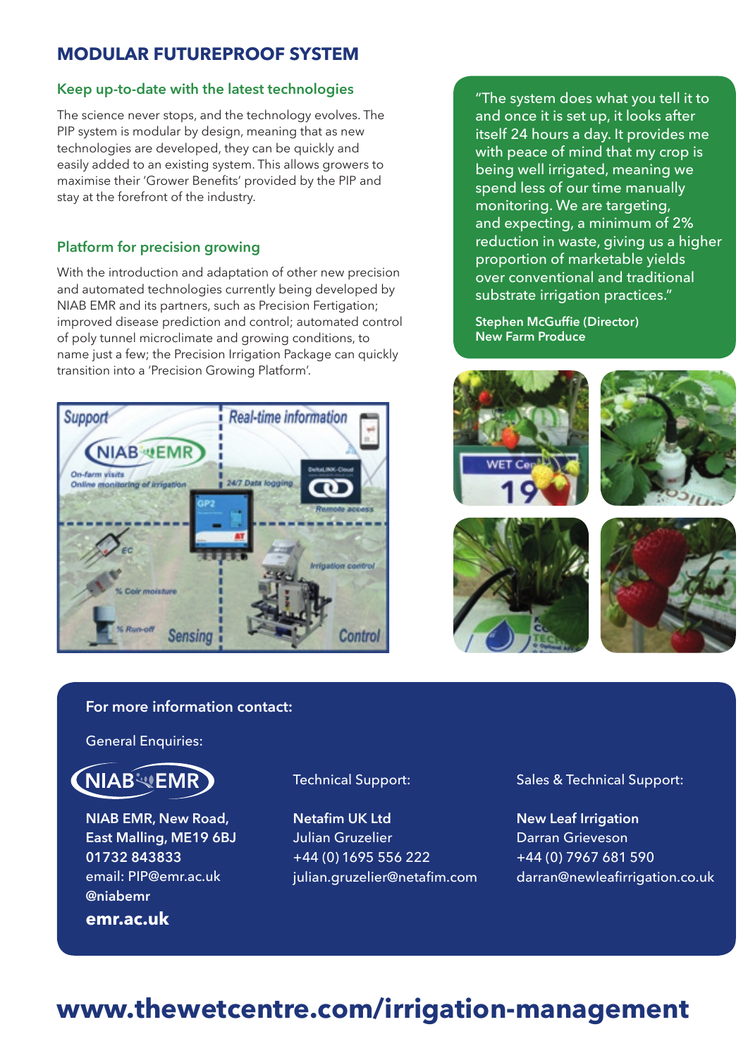## MODULAR FUTUREPROOF SYSTEM

### Keep up-to-date with the latest technologies

The science never stops, and the technology evolves. The PIP system is modular by design, meaning that as new technologies are developed, they can be quickly and easily added to an existing system. This allows growers to maximise their 'Grower Benefits' provided by the PIP and stay at the forefront of the industry.

### Platform for precision growing

With the introduction and adaptation of other new precision and automated technologies currently being developed by NIAB EMR and its partners, such as Precision Fertigation; improved disease prediction and control; automated control of poly tunnel microclimate and growing conditions, to name just a few; the Precision Irrigation Package can quickly transition into a 'Precision Growing Platform'.

"The system does what you tell it to and once it is set up, it looks after itself 24 hours a day. It provides me with peace of mind that my crop is being well irrigated, meaning we spend less of our time manually monitoring. We are targeting, and expecting, a minimum of 2% reduction in waste, giving us a higher proportion of marketable yields over conventional and traditional substrate irrigation practices."

**Stephen McGuffie (Director)**
**New Farm Produce**

**For more information contact:**

General Enquiries:

**NIAB EMR**

**NIAB EMR, New Road,**
**East Malling, ME19 6BJ**
**01732 843833**
email: PIP@emr.ac.uk
**@niabemr**
**emr.ac.uk**

Technical Support:

**Netafim UK Ltd**
Julian Gruzelier
+44 (0) 1695 556 222
julian.gruzelier@netafim.com

Sales & Technical Support:

**New Leaf Irrigation**
Darran Grieveson
+44 (0) 7967 681 590
darran@newleafirrigation.co.uk

**www.thewetcentre.com/irrigation-management**